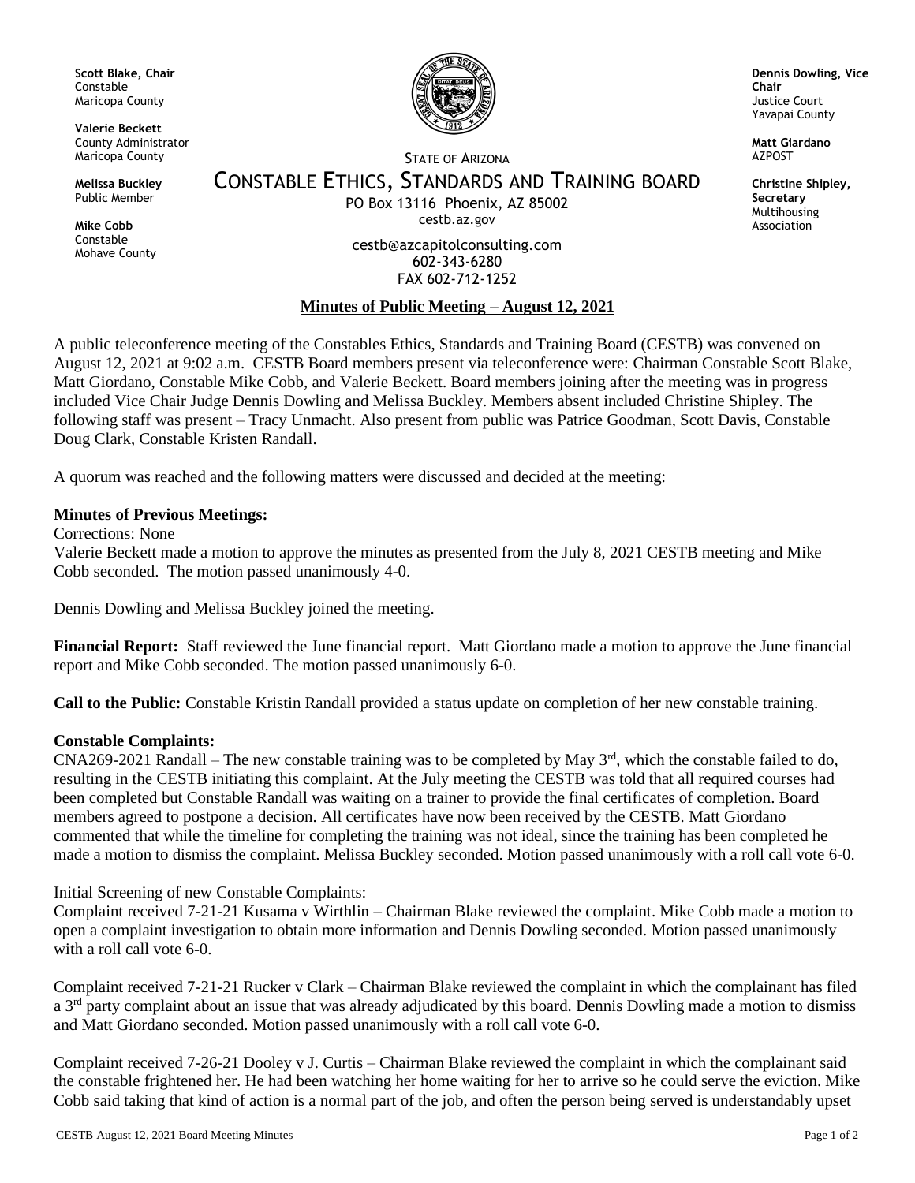**Scott Blake, Chair**
Constable
Maricopa County

**Valerie Beckett**
County Administrator
Maricopa County

**Melissa Buckley**
Public Member

**Mike Cobb**
Constable
Mohave County

STATE OF ARIZONA

# CONSTABLE ETHICS, STANDARDS AND TRAINING BOARD

PO Box 13116 Phoenix, AZ 85002
cestb.az.gov

cestb@azcapitolconsulting.com
602-343-6280
FAX 602-712-1252

**Dennis Dowling, Vice Chair**
Justice Court
Yavapai County

**Matt Giardano**
AZPOST

**Christine Shipley, Secretary**
Multihousing Association

## Minutes of Public Meeting – August 12, 2021

A public teleconference meeting of the Constables Ethics, Standards and Training Board (CESTB) was convened on August 12, 2021 at 9:02 a.m. CESTB Board members present via teleconference were: Chairman Constable Scott Blake, Matt Giordano, Constable Mike Cobb, and Valerie Beckett. Board members joining after the meeting was in progress included Vice Chair Judge Dennis Dowling and Melissa Buckley. Members absent included Christine Shipley. The following staff was present – Tracy Unmacht. Also present from public was Patrice Goodman, Scott Davis, Constable Doug Clark, Constable Kristen Randall.

A quorum was reached and the following matters were discussed and decided at the meeting:

**Minutes of Previous Meetings:**

Corrections: None

Valerie Beckett made a motion to approve the minutes as presented from the July 8, 2021 CESTB meeting and Mike Cobb seconded. The motion passed unanimously 4-0.

Dennis Dowling and Melissa Buckley joined the meeting.

**Financial Report:** Staff reviewed the June financial report. Matt Giordano made a motion to approve the June financial report and Mike Cobb seconded. The motion passed unanimously 6-0.

**Call to the Public:** Constable Kristin Randall provided a status update on completion of her new constable training.

**Constable Complaints:**

CNA269-2021 Randall – The new constable training was to be completed by May 3rd, which the constable failed to do, resulting in the CESTB initiating this complaint. At the July meeting the CESTB was told that all required courses had been completed but Constable Randall was waiting on a trainer to provide the final certificates of completion. Board members agreed to postpone a decision. All certificates have now been received by the CESTB. Matt Giordano commented that while the timeline for completing the training was not ideal, since the training has been completed he made a motion to dismiss the complaint. Melissa Buckley seconded. Motion passed unanimously with a roll call vote 6-0.

Initial Screening of new Constable Complaints:

Complaint received 7-21-21 Kusama v Wirthlin – Chairman Blake reviewed the complaint. Mike Cobb made a motion to open a complaint investigation to obtain more information and Dennis Dowling seconded. Motion passed unanimously with a roll call vote 6-0.

Complaint received 7-21-21 Rucker v Clark – Chairman Blake reviewed the complaint in which the complainant has filed a 3rd party complaint about an issue that was already adjudicated by this board. Dennis Dowling made a motion to dismiss and Matt Giordano seconded. Motion passed unanimously with a roll call vote 6-0.

Complaint received 7-26-21 Dooley v J. Curtis – Chairman Blake reviewed the complaint in which the complainant said the constable frightened her. He had been watching her home waiting for her to arrive so he could serve the eviction. Mike Cobb said taking that kind of action is a normal part of the job, and often the person being served is understandably upset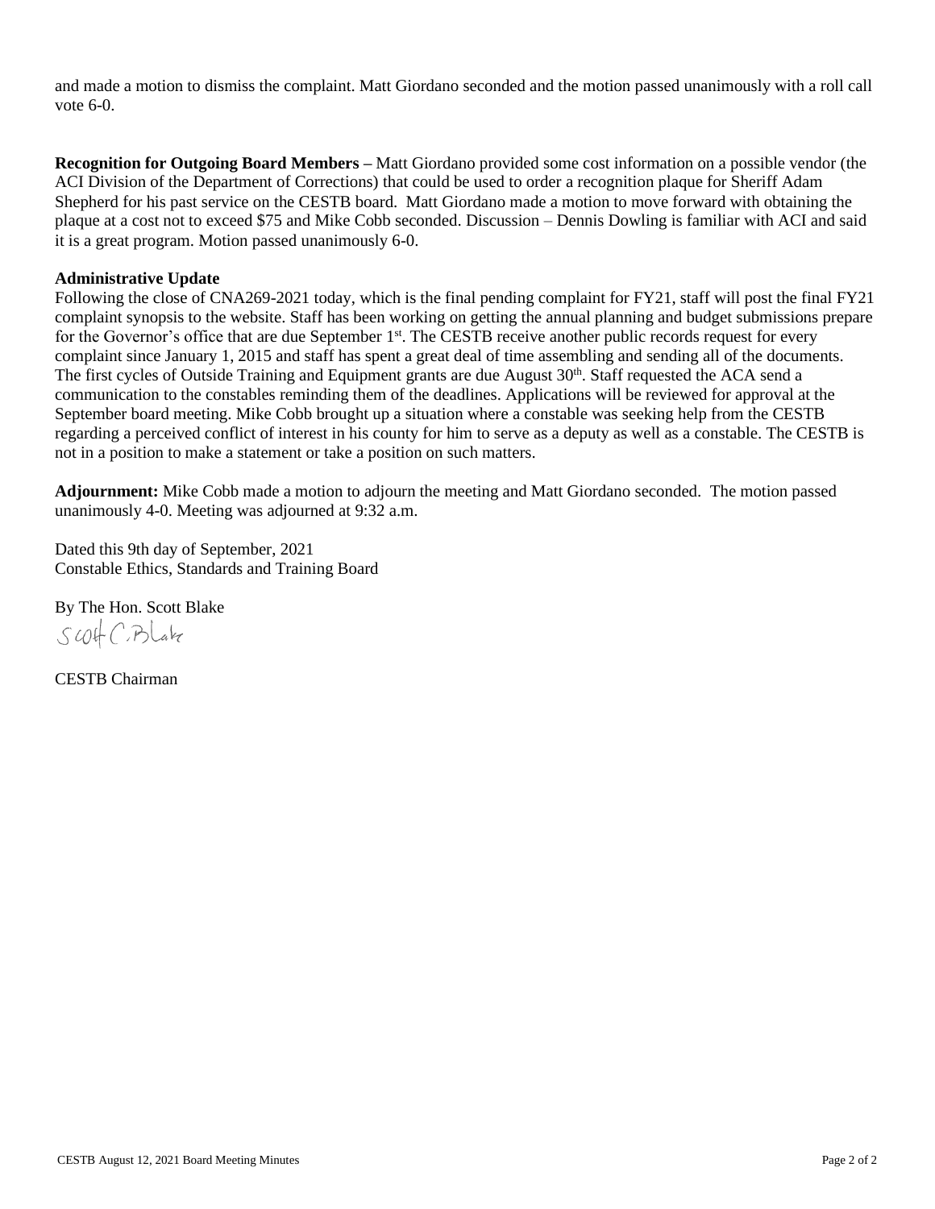and made a motion to dismiss the complaint. Matt Giordano seconded and the motion passed unanimously with a roll call vote 6-0.

**Recognition for Outgoing Board Members –** Matt Giordano provided some cost information on a possible vendor (the ACI Division of the Department of Corrections) that could be used to order a recognition plaque for Sheriff Adam Shepherd for his past service on the CESTB board. Matt Giordano made a motion to move forward with obtaining the plaque at a cost not to exceed $75 and Mike Cobb seconded. Discussion – Dennis Dowling is familiar with ACI and said it is a great program. Motion passed unanimously 6-0.

**Administrative Update**

Following the close of CNA269-2021 today, which is the final pending complaint for FY21, staff will post the final FY21 complaint synopsis to the website. Staff has been working on getting the annual planning and budget submissions prepare for the Governor's office that are due September 1st. The CESTB receive another public records request for every complaint since January 1, 2015 and staff has spent a great deal of time assembling and sending all of the documents. The first cycles of Outside Training and Equipment grants are due August 30th. Staff requested the ACA send a communication to the constables reminding them of the deadlines. Applications will be reviewed for approval at the September board meeting. Mike Cobb brought up a situation where a constable was seeking help from the CESTB regarding a perceived conflict of interest in his county for him to serve as a deputy as well as a constable. The CESTB is not in a position to make a statement or take a position on such matters.

**Adjournment:** Mike Cobb made a motion to adjourn the meeting and Matt Giordano seconded. The motion passed unanimously 4-0. Meeting was adjourned at 9:32 a.m.

Dated this 9th day of September, 2021
Constable Ethics, Standards and Training Board

By The Hon. Scott Blake

Scott C. Blake

CESTB Chairman